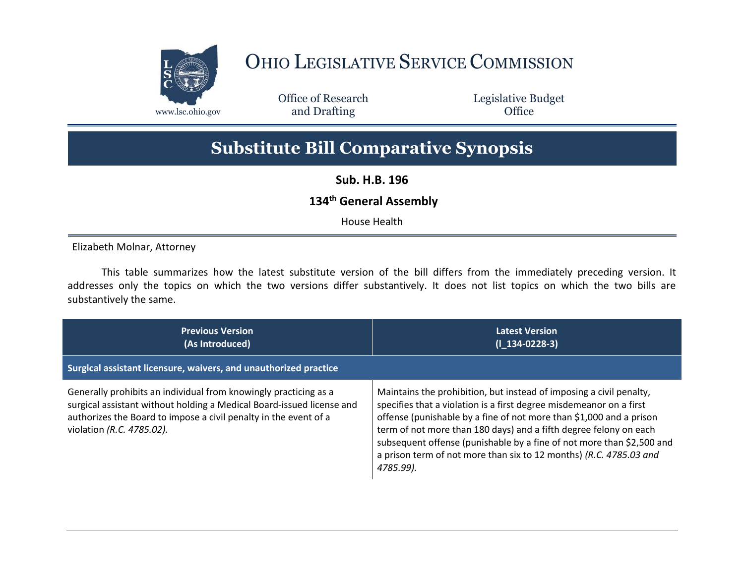# Ohio Legislative Service Commission

www.lsc.ohio.gov

Office of Research and Drafting

Legislative Budget Office

## Substitute Bill Comparative Synopsis

**Sub. H.B. 196**

**134th General Assembly**

House Health

Elizabeth Molnar, Attorney

This table summarizes how the latest substitute version of the bill differs from the immediately preceding version. It addresses only the topics on which the two versions differ substantively. It does not list topics on which the two bills are substantively the same.

| Previous Version (As Introduced) | Latest Version (I_134-0228-3) |
|---|---|
| **Surgical assistant licensure, waivers, and unauthorized practice** | |
| Generally prohibits an individual from knowingly practicing as a surgical assistant without holding a Medical Board-issued license and authorizes the Board to impose a civil penalty in the event of a violation *(R.C. 4785.02).* | Maintains the prohibition, but instead of imposing a civil penalty, specifies that a violation is a first degree misdemeanor on a first offense (punishable by a fine of not more than $1,000 and a prison term of not more than 180 days) and a fifth degree felony on each subsequent offense (punishable by a fine of not more than $2,500 and a prison term of not more than six to 12 months) *(R.C. 4785.03 and 4785.99).* |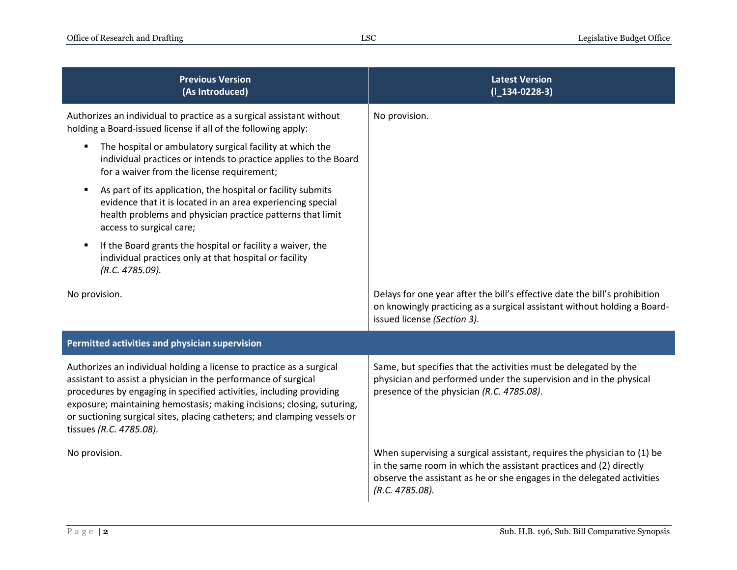| Previous Version (As Introduced) | Latest Version (I_134-0228-3) |
|---|---|
| Authorizes an individual to practice as a surgical assistant without holding a Board-issued license if all of the following apply:<br>▪ The hospital or ambulatory surgical facility at which the individual practices or intends to practice applies to the Board for a waiver from the license requirement;<br>▪ As part of its application, the hospital or facility submits evidence that it is located in an area experiencing special health problems and physician practice patterns that limit access to surgical care;<br>▪ If the Board grants the hospital or facility a waiver, the individual practices only at that hospital or facility *(R.C. 4785.09).* | No provision. |
| No provision. | Delays for one year after the bill's effective date the bill's prohibition on knowingly practicing as a surgical assistant without holding a Board-issued license *(Section 3).* |
| **Permitted activities and physician supervision** | |
| Authorizes an individual holding a license to practice as a surgical assistant to assist a physician in the performance of surgical procedures by engaging in specified activities, including providing exposure; maintaining hemostasis; making incisions; closing, suturing, or suctioning surgical sites, placing catheters; and clamping vessels or tissues *(R.C. 4785.08).* | Same, but specifies that the activities must be delegated by the physician and performed under the supervision and in the physical presence of the physician *(R.C. 4785.08)*. |
| No provision. | When supervising a surgical assistant, requires the physician to (1) be in the same room in which the assistant practices and (2) directly observe the assistant as he or she engages in the delegated activities *(R.C. 4785.08).* |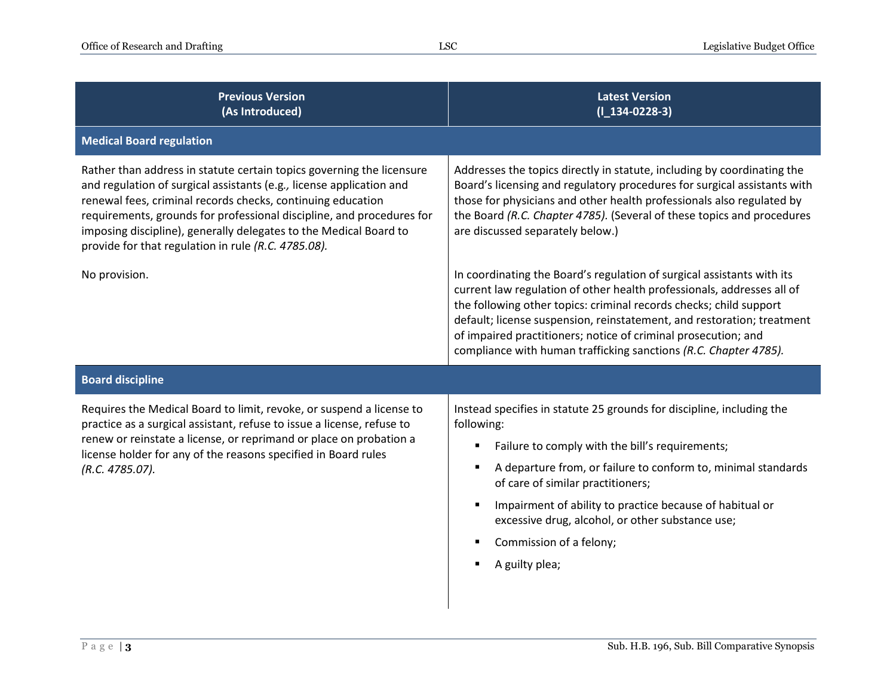| Previous Version (As Introduced) | Latest Version (I_134-0228-3) |
| --- | --- |
| **Medical Board regulation** | |
| Rather than address in statute certain topics governing the licensure and regulation of surgical assistants (e.g., license application and renewal fees, criminal records checks, continuing education requirements, grounds for professional discipline, and procedures for imposing discipline), generally delegates to the Medical Board to provide for that regulation in rule *(R.C. 4785.08).* | Addresses the topics directly in statute, including by coordinating the Board's licensing and regulatory procedures for surgical assistants with those for physicians and other health professionals also regulated by the Board *(R.C. Chapter 4785).* (Several of these topics and procedures are discussed separately below.) |
| No provision. | In coordinating the Board's regulation of surgical assistants with its current law regulation of other health professionals, addresses all of the following other topics: criminal records checks; child support default; license suspension, reinstatement, and restoration; treatment of impaired practitioners; notice of criminal prosecution; and compliance with human trafficking sanctions *(R.C. Chapter 4785).* |
| **Board discipline** | |
| Requires the Medical Board to limit, revoke, or suspend a license to practice as a surgical assistant, refuse to issue a license, refuse to renew or reinstate a license, or reprimand or place on probation a license holder for any of the reasons specified in Board rules *(R.C. 4785.07).* | Instead specifies in statute 25 grounds for discipline, including the following:<br>▪ Failure to comply with the bill's requirements;<br>▪ A departure from, or failure to conform to, minimal standards of care of similar practitioners;<br>▪ Impairment of ability to practice because of habitual or excessive drug, alcohol, or other substance use;<br>▪ Commission of a felony;<br>▪ A guilty plea; |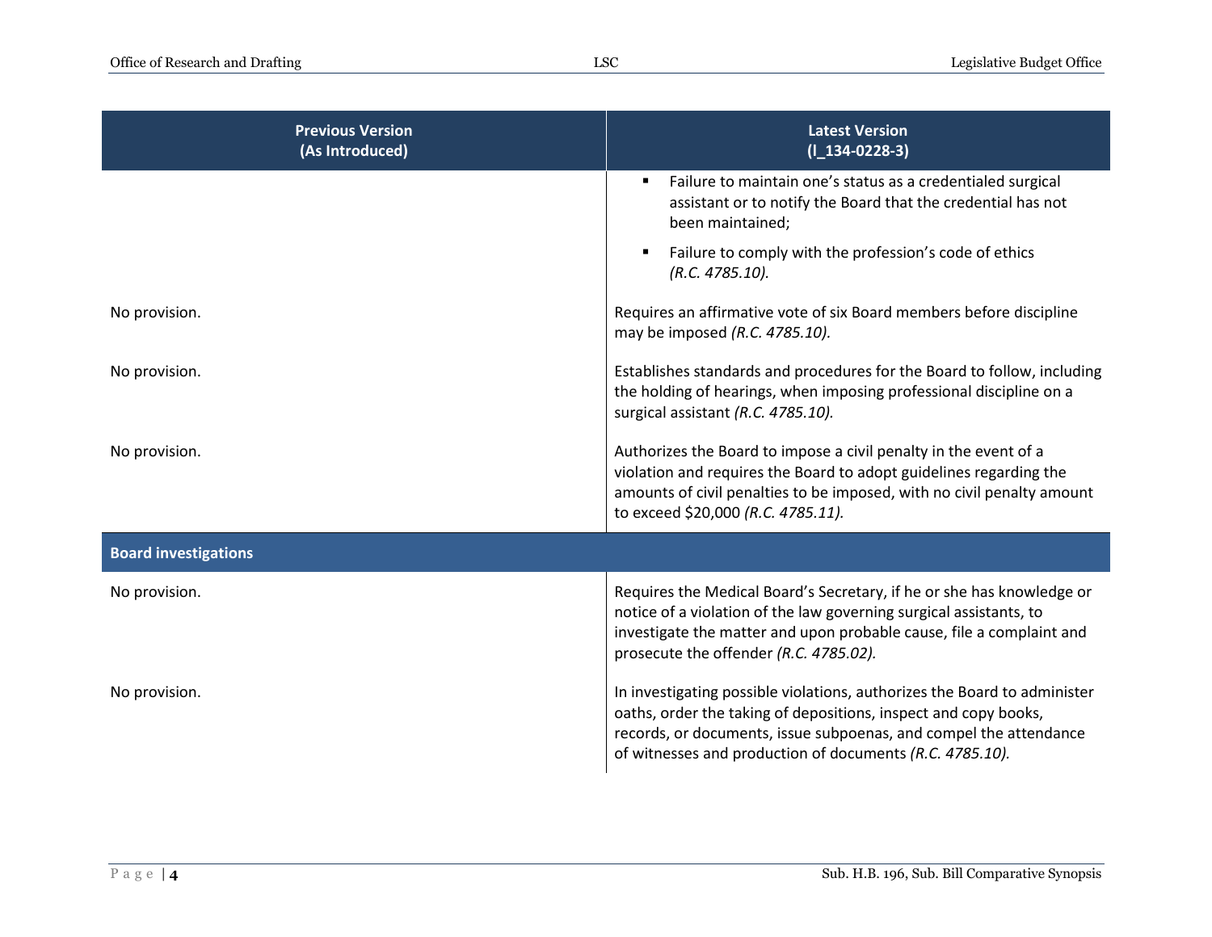| Previous Version (As Introduced) | Latest Version (I_134-0228-3) |
|---|---|
| | ▪ Failure to maintain one's status as a credentialed surgical assistant or to notify the Board that the credential has not been maintained; ▪ Failure to comply with the profession's code of ethics *(R.C. 4785.10).* |
| No provision. | Requires an affirmative vote of six Board members before discipline may be imposed *(R.C. 4785.10).* |
| No provision. | Establishes standards and procedures for the Board to follow, including the holding of hearings, when imposing professional discipline on a surgical assistant *(R.C. 4785.10).* |
| No provision. | Authorizes the Board to impose a civil penalty in the event of a violation and requires the Board to adopt guidelines regarding the amounts of civil penalties to be imposed, with no civil penalty amount to exceed $20,000 *(R.C. 4785.11).* |
| **Board investigations** | |
| No provision. | Requires the Medical Board's Secretary, if he or she has knowledge or notice of a violation of the law governing surgical assistants, to investigate the matter and upon probable cause, file a complaint and prosecute the offender *(R.C. 4785.02).* |
| No provision. | In investigating possible violations, authorizes the Board to administer oaths, order the taking of depositions, inspect and copy books, records, or documents, issue subpoenas, and compel the attendance of witnesses and production of documents *(R.C. 4785.10).* |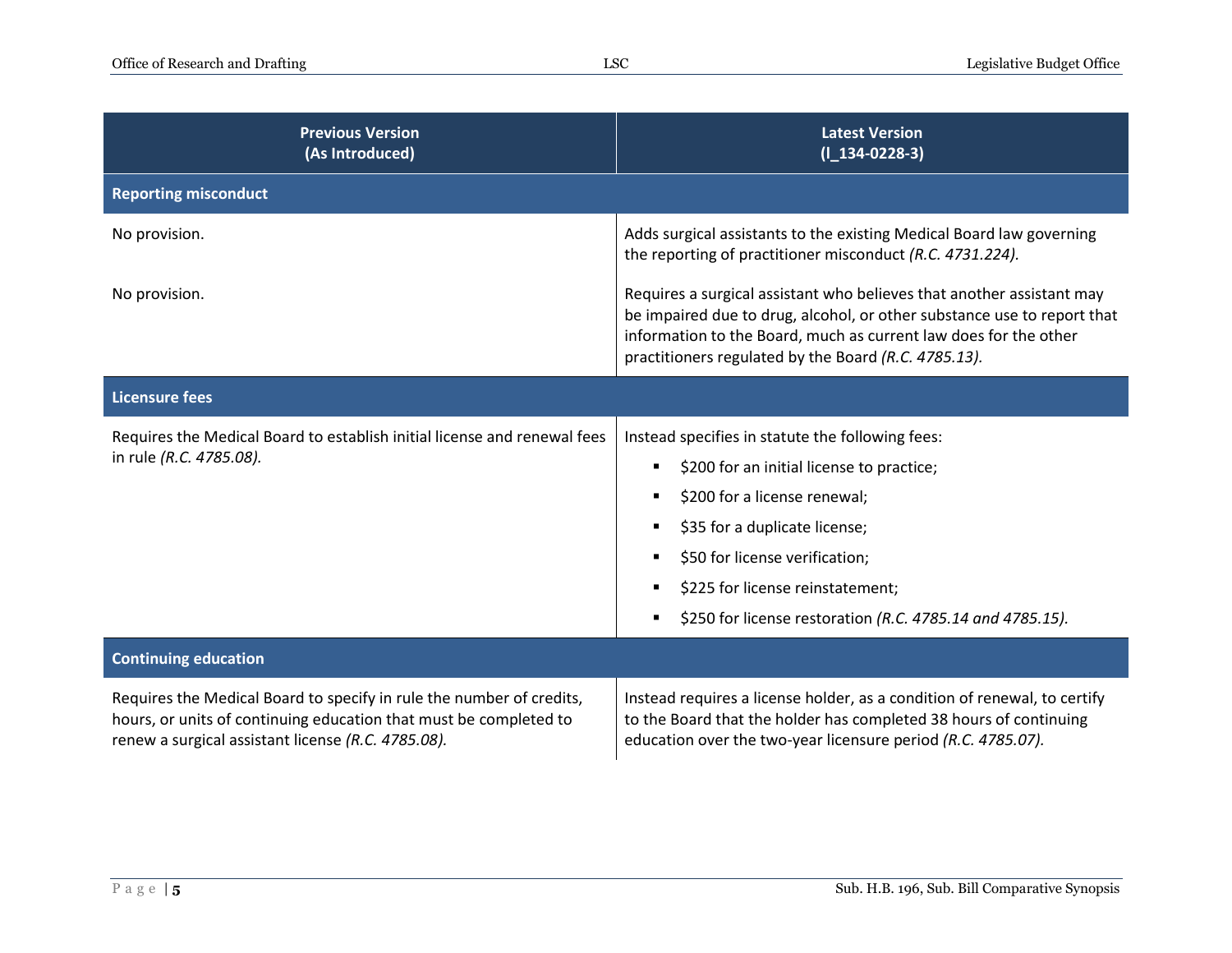| Previous Version (As Introduced) | Latest Version (I_134-0228-3) |
|---|---|
| **Reporting misconduct** | |
| No provision. | Adds surgical assistants to the existing Medical Board law governing the reporting of practitioner misconduct *(R.C. 4731.224).* |
| No provision. | Requires a surgical assistant who believes that another assistant may be impaired due to drug, alcohol, or other substance use to report that information to the Board, much as current law does for the other practitioners regulated by the Board *(R.C. 4785.13).* |
| **Licensure fees** | |
| Requires the Medical Board to establish initial license and renewal fees in rule *(R.C. 4785.08).* | Instead specifies in statute the following fees:<br>▪ $200 for an initial license to practice;<br>▪ $200 for a license renewal;<br>▪ $35 for a duplicate license;<br>▪ $50 for license verification;<br>▪ $225 for license reinstatement;<br>▪ $250 for license restoration *(R.C. 4785.14 and 4785.15).* |
| **Continuing education** | |
| Requires the Medical Board to specify in rule the number of credits, hours, or units of continuing education that must be completed to renew a surgical assistant license *(R.C. 4785.08).* | Instead requires a license holder, as a condition of renewal, to certify to the Board that the holder has completed 38 hours of continuing education over the two-year licensure period *(R.C. 4785.07).* |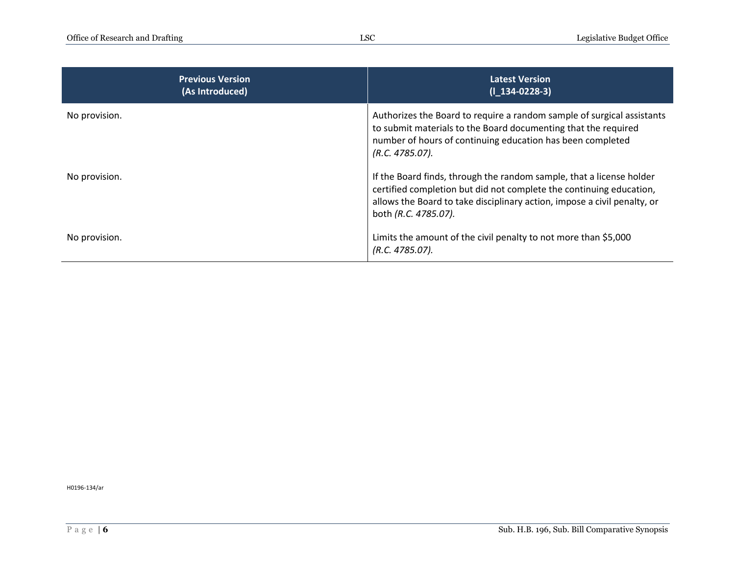| Previous Version (As Introduced) | Latest Version (I_134-0228-3) |
| --- | --- |
| No provision. | Authorizes the Board to require a random sample of surgical assistants to submit materials to the Board documenting that the required number of hours of continuing education has been completed *(R.C. 4785.07).* |
| No provision. | If the Board finds, through the random sample, that a license holder certified completion but did not complete the continuing education, allows the Board to take disciplinary action, impose a civil penalty, or both *(R.C. 4785.07).* |
| No provision. | Limits the amount of the civil penalty to not more than $5,000 *(R.C. 4785.07).* |

H0196-134/ar